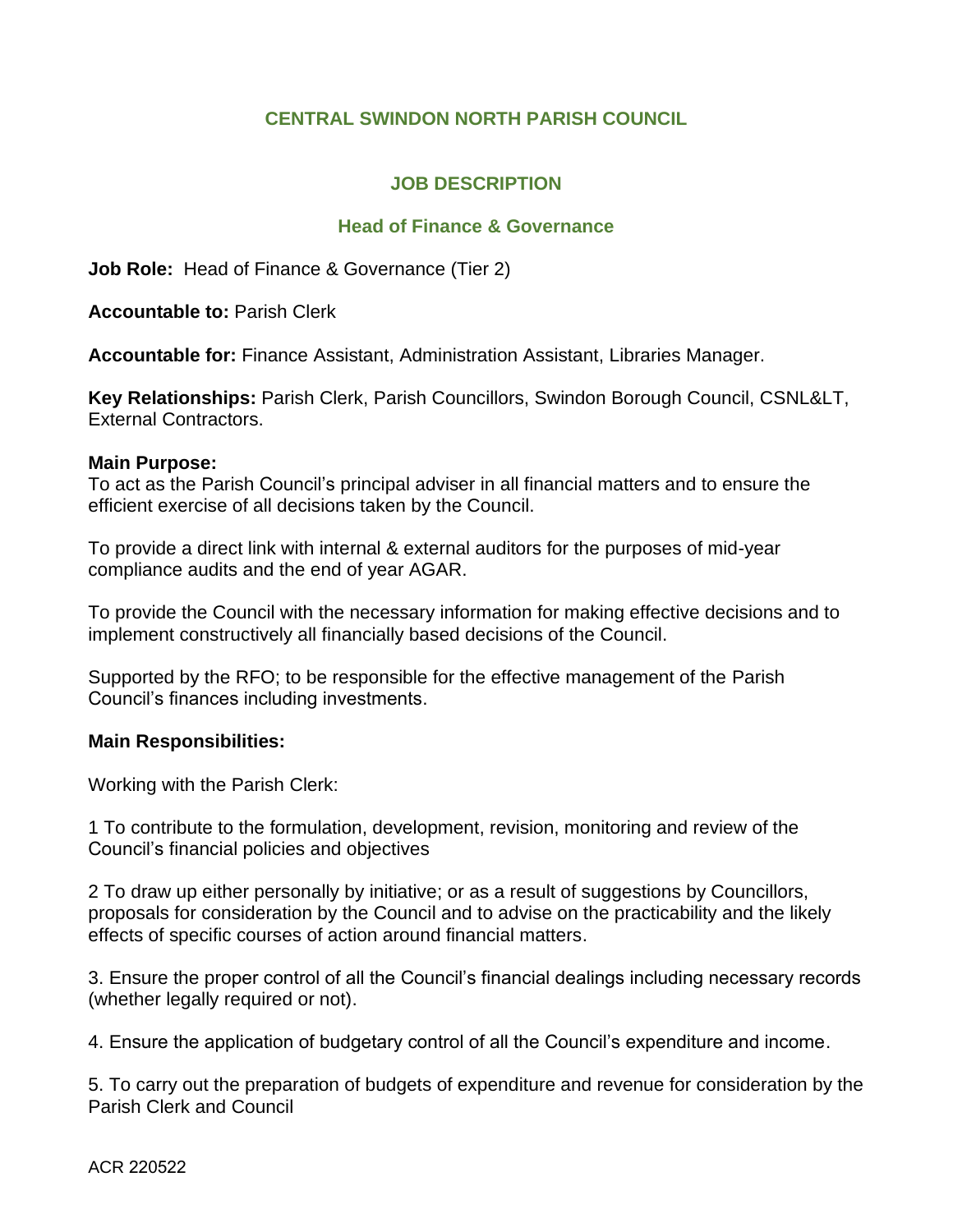# CENTRAL SWINDON NORTH PARISH COUNCIL

## JOB DESCRIPTION

### Head of Finance & Governance

**Job Role:** Head of Finance & Governance (Tier 2)

**Accountable to:** Parish Clerk

**Accountable for:** Finance Assistant, Administration Assistant, Libraries Manager.

**Key Relationships:** Parish Clerk, Parish Councillors, Swindon Borough Council, CSNL&LT, External Contractors.

**Main Purpose:**
To act as the Parish Council's principal adviser in all financial matters and to ensure the efficient exercise of all decisions taken by the Council.

To provide a direct link with internal & external auditors for the purposes of mid-year compliance audits and the end of year AGAR.

To provide the Council with the necessary information for making effective decisions and to implement constructively all financially based decisions of the Council.

Supported by the RFO; to be responsible for the effective management of the Parish Council's finances including investments.

**Main Responsibilities:**

Working with the Parish Clerk:

1 To contribute to the formulation, development, revision, monitoring and review of the Council's financial policies and objectives

2 To draw up either personally by initiative; or as a result of suggestions by Councillors, proposals for consideration by the Council and to advise on the practicability and the likely effects of specific courses of action around financial matters.

3. Ensure the proper control of all the Council's financial dealings including necessary records (whether legally required or not).

4. Ensure the application of budgetary control of all the Council's expenditure and income.

5. To carry out the preparation of budgets of expenditure and revenue for consideration by the Parish Clerk and Council

ACR 220522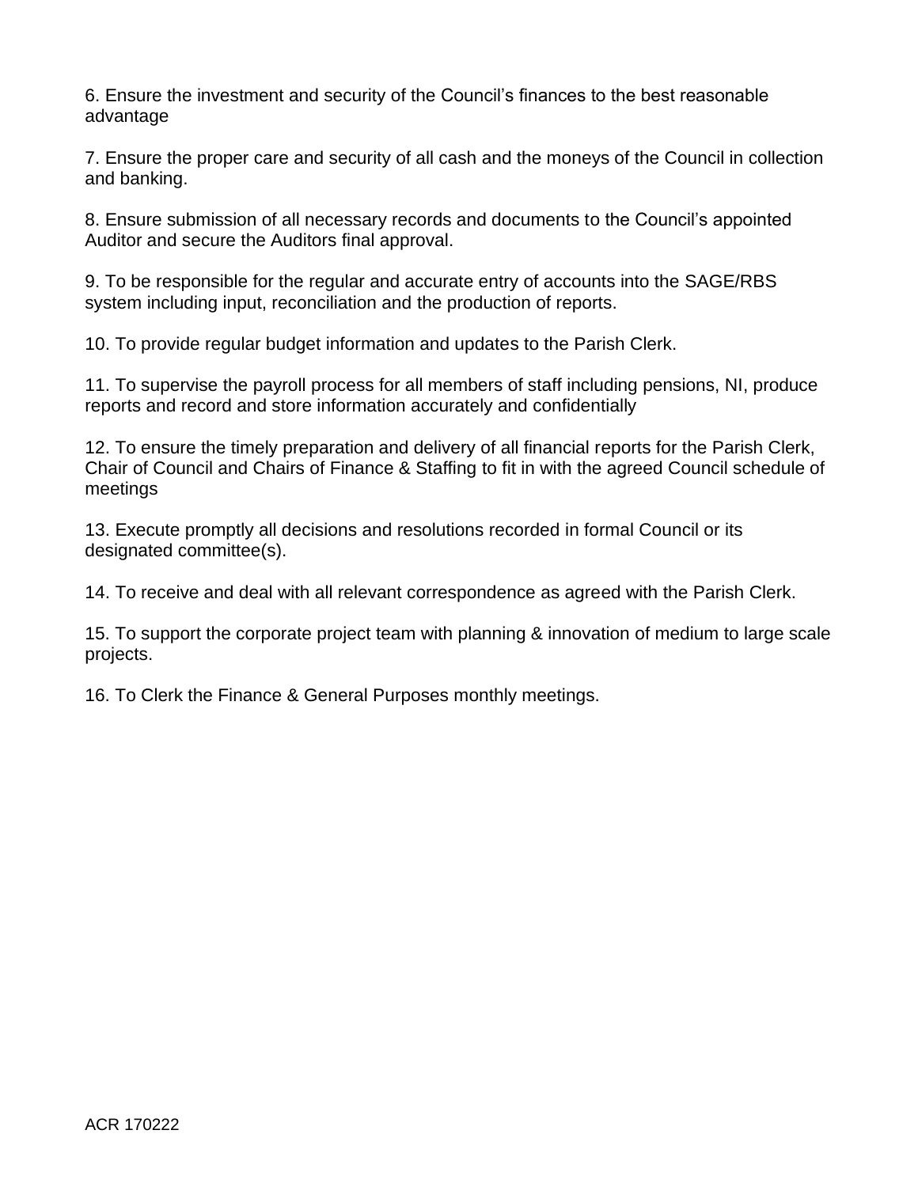6. Ensure the investment and security of the Council's finances to the best reasonable advantage

7. Ensure the proper care and security of all cash and the moneys of the Council in collection and banking.

8. Ensure submission of all necessary records and documents to the Council's appointed Auditor and secure the Auditors final approval.

9. To be responsible for the regular and accurate entry of accounts into the SAGE/RBS system including input, reconciliation and the production of reports.

10. To provide regular budget information and updates to the Parish Clerk.

11. To supervise the payroll process for all members of staff including pensions, NI, produce reports and record and store information accurately and confidentially

12. To ensure the timely preparation and delivery of all financial reports for the Parish Clerk, Chair of Council and Chairs of Finance & Staffing to fit in with the agreed Council schedule of meetings

13. Execute promptly all decisions and resolutions recorded in formal Council or its designated committee(s).

14. To receive and deal with all relevant correspondence as agreed with the Parish Clerk.

15. To support the corporate project team with planning & innovation of medium to large scale projects.

16. To Clerk the Finance & General Purposes monthly meetings.

ACR 170222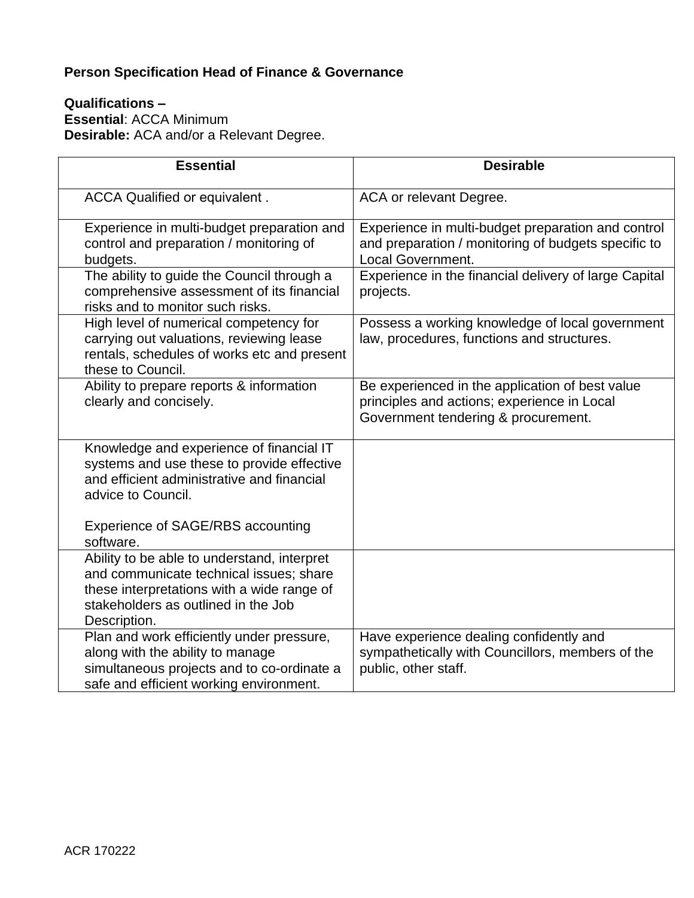**Person Specification Head of Finance & Governance**

**Qualifications –**
**Essential**: ACCA Minimum
**Desirable:** ACA and/or a Relevant Degree.

| Essential | Desirable |
|---|---|
| ACCA Qualified or equivalent . | ACA or relevant Degree. |
| Experience in multi-budget preparation and control and preparation / monitoring of budgets. | Experience in multi-budget preparation and control and preparation / monitoring of budgets specific to Local Government. |
| The ability to guide the Council through a comprehensive assessment of its financial risks and to monitor such risks. | Experience in the financial delivery of large Capital projects. |
| High level of numerical competency for carrying out valuations, reviewing lease rentals, schedules of works etc and present these to Council. | Possess a working knowledge of local government law, procedures, functions and structures. |
| Ability to prepare reports & information clearly and concisely. | Be experienced in the application of best value principles and actions; experience in Local Government tendering & procurement. |
| Knowledge and experience of financial IT systems and use these to provide effective and efficient administrative and financial advice to Council.<br><br>Experience of SAGE/RBS accounting software. | |
| Ability to be able to understand, interpret and communicate technical issues; share these interpretations with a wide range of stakeholders as outlined in the Job Description. | |
| Plan and work efficiently under pressure, along with the ability to manage simultaneous projects and to co-ordinate a safe and efficient working environment. | Have experience dealing confidently and sympathetically with Councillors, members of the public, other staff. |

ACR 170222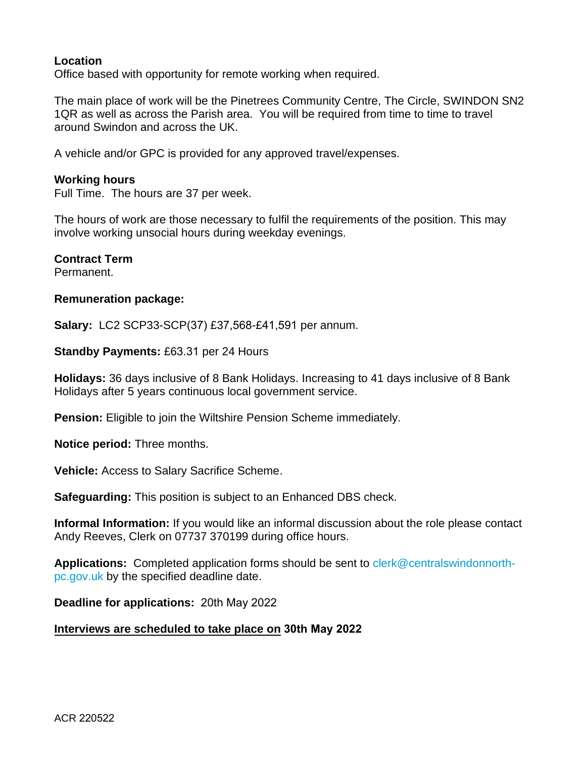**Location**
Office based with opportunity for remote working when required.

The main place of work will be the Pinetrees Community Centre, The Circle, SWINDON SN2 1QR as well as across the Parish area. You will be required from time to time to travel around Swindon and across the UK.

A vehicle and/or GPC is provided for any approved travel/expenses.

**Working hours**
Full Time. The hours are 37 per week.

The hours of work are those necessary to fulfil the requirements of the position. This may involve working unsocial hours during weekday evenings.

**Contract Term**
Permanent.

**Remuneration package:**

**Salary:** LC2 SCP33-SCP(37) £37,568-£41,591 per annum.

**Standby Payments:** £63.31 per 24 Hours

**Holidays:** 36 days inclusive of 8 Bank Holidays. Increasing to 41 days inclusive of 8 Bank Holidays after 5 years continuous local government service.

**Pension:** Eligible to join the Wiltshire Pension Scheme immediately.

**Notice period:** Three months.

**Vehicle:** Access to Salary Sacrifice Scheme.

**Safeguarding:** This position is subject to an Enhanced DBS check.

**Informal Information:** If you would like an informal discussion about the role please contact Andy Reeves, Clerk on 07737 370199 during office hours.

**Applications:** Completed application forms should be sent to clerk@centralswindonnorth-pc.gov.uk by the specified deadline date.

**Deadline for applications:** 20th May 2022

**<u>Interviews are scheduled to take place on</u> 30th May 2022**

ACR 220522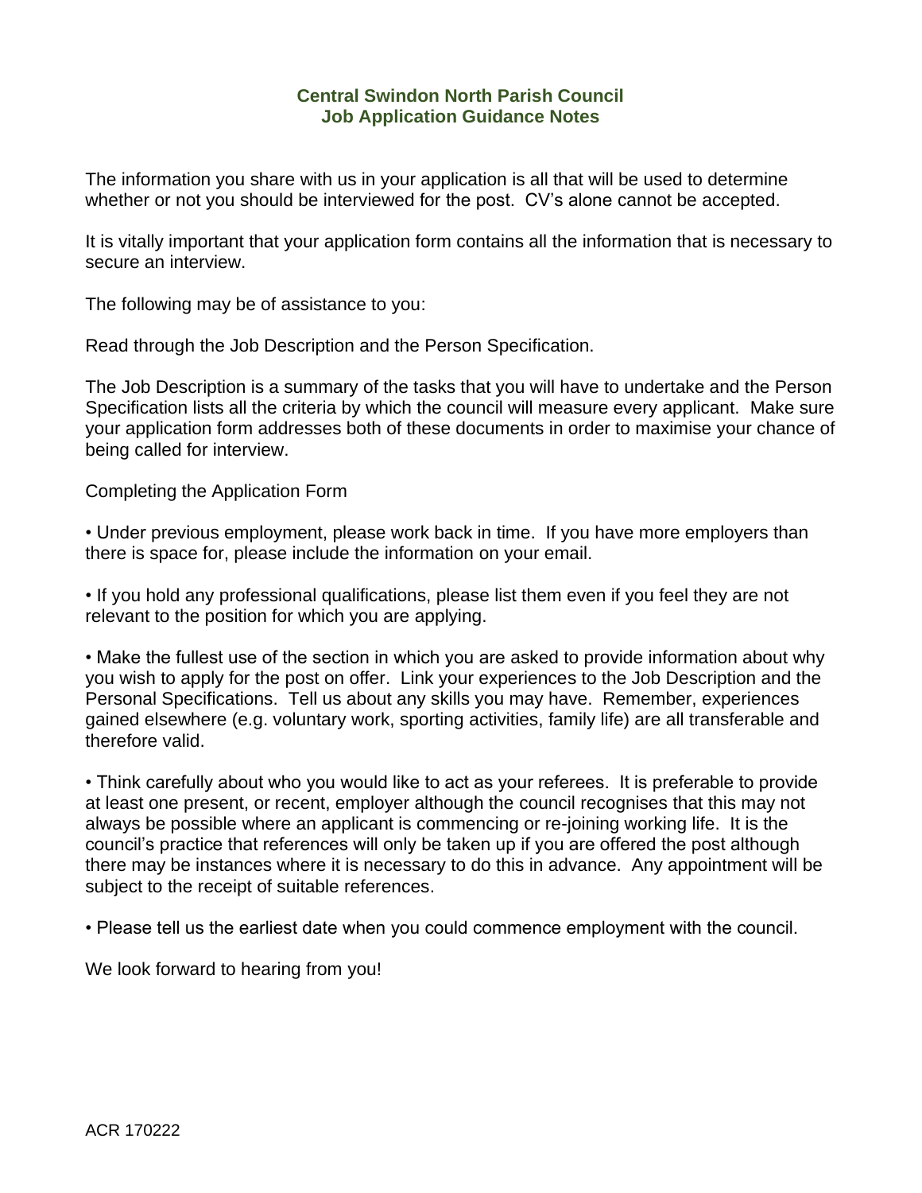# Central Swindon North Parish Council
## Job Application Guidance Notes

The information you share with us in your application is all that will be used to determine whether or not you should be interviewed for the post. CV's alone cannot be accepted.

It is vitally important that your application form contains all the information that is necessary to secure an interview.

The following may be of assistance to you:

Read through the Job Description and the Person Specification.

The Job Description is a summary of the tasks that you will have to undertake and the Person Specification lists all the criteria by which the council will measure every applicant. Make sure your application form addresses both of these documents in order to maximise your chance of being called for interview.

Completing the Application Form

- Under previous employment, please work back in time. If you have more employers than there is space for, please include the information on your email.

- If you hold any professional qualifications, please list them even if you feel they are not relevant to the position for which you are applying.

- Make the fullest use of the section in which you are asked to provide information about why you wish to apply for the post on offer. Link your experiences to the Job Description and the Personal Specifications. Tell us about any skills you may have. Remember, experiences gained elsewhere (e.g. voluntary work, sporting activities, family life) are all transferable and therefore valid.

- Think carefully about who you would like to act as your referees. It is preferable to provide at least one present, or recent, employer although the council recognises that this may not always be possible where an applicant is commencing or re-joining working life. It is the council's practice that references will only be taken up if you are offered the post although there may be instances where it is necessary to do this in advance. Any appointment will be subject to the receipt of suitable references.

- Please tell us the earliest date when you could commence employment with the council.

We look forward to hearing from you!

ACR 170222